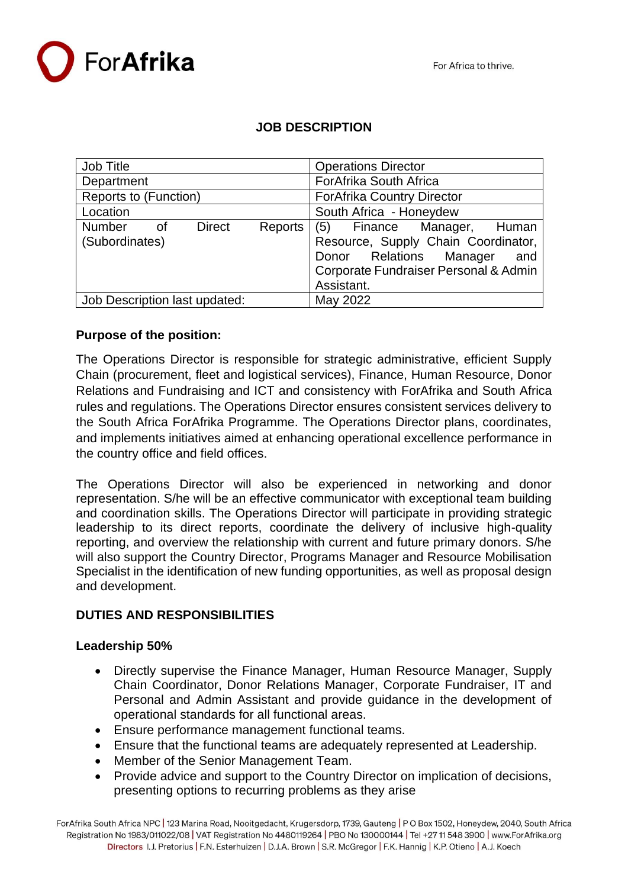## JOB DESCRIPTION

| | |
|---|---|
| Job Title | Operations Director |
| Department | ForAfrika South Africa |
| Reports to (Function) | ForAfrika Country Director |
| Location | South Africa - Honeydew |
| Number of Direct Reports (Subordinates) | (5) Finance Manager, Human Resource, Supply Chain Coordinator, Donor Relations Manager and Corporate Fundraiser Personal & Admin Assistant. |
| Job Description last updated: | May 2022 |

**Purpose of the position:**

The Operations Director is responsible for strategic administrative, efficient Supply Chain (procurement, fleet and logistical services), Finance, Human Resource, Donor Relations and Fundraising and ICT and consistency with ForAfrika and South Africa rules and regulations. The Operations Director ensures consistent services delivery to the South Africa ForAfrika Programme. The Operations Director plans, coordinates, and implements initiatives aimed at enhancing operational excellence performance in the country office and field offices.

The Operations Director will also be experienced in networking and donor representation. S/he will be an effective communicator with exceptional team building and coordination skills. The Operations Director will participate in providing strategic leadership to its direct reports, coordinate the delivery of inclusive high-quality reporting, and overview the relationship with current and future primary donors. S/he will also support the Country Director, Programs Manager and Resource Mobilisation Specialist in the identification of new funding opportunities, as well as proposal design and development.

### DUTIES AND RESPONSIBILITIES

**Leadership 50%**

- Directly supervise the Finance Manager, Human Resource Manager, Supply Chain Coordinator, Donor Relations Manager, Corporate Fundraiser, IT and Personal and Admin Assistant and provide guidance in the development of operational standards for all functional areas.
- Ensure performance management functional teams.
- Ensure that the functional teams are adequately represented at Leadership.
- Member of the Senior Management Team.
- Provide advice and support to the Country Director on implication of decisions, presenting options to recurring problems as they arise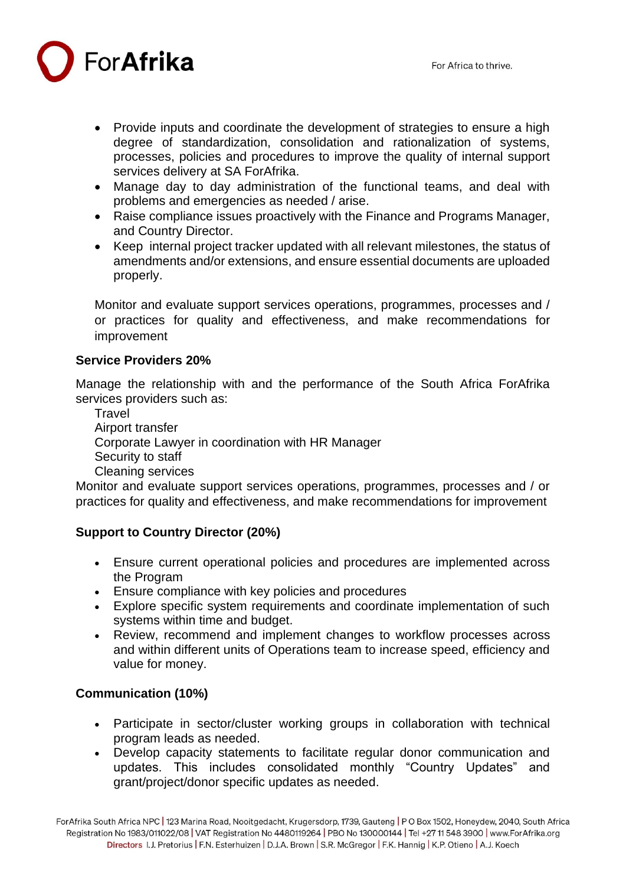- Provide inputs and coordinate the development of strategies to ensure a high degree of standardization, consolidation and rationalization of systems, processes, policies and procedures to improve the quality of internal support services delivery at SA ForAfrika.
- Manage day to day administration of the functional teams, and deal with problems and emergencies as needed / arise.
- Raise compliance issues proactively with the Finance and Programs Manager, and Country Director.
- Keep internal project tracker updated with all relevant milestones, the status of amendments and/or extensions, and ensure essential documents are uploaded properly.

Monitor and evaluate support services operations, programmes, processes and / or practices for quality and effectiveness, and make recommendations for improvement

**Service Providers 20%**

Manage the relationship with and the performance of the South Africa ForAfrika services providers such as:

Travel
Airport transfer
Corporate Lawyer in coordination with HR Manager
Security to staff
Cleaning services

Monitor and evaluate support services operations, programmes, processes and / or practices for quality and effectiveness, and make recommendations for improvement

**Support to Country Director (20%)**

- Ensure current operational policies and procedures are implemented across the Program
- Ensure compliance with key policies and procedures
- Explore specific system requirements and coordinate implementation of such systems within time and budget.
- Review, recommend and implement changes to workflow processes across and within different units of Operations team to increase speed, efficiency and value for money.

**Communication (10%)**

- Participate in sector/cluster working groups in collaboration with technical program leads as needed.
- Develop capacity statements to facilitate regular donor communication and updates. This includes consolidated monthly "Country Updates" and grant/project/donor specific updates as needed.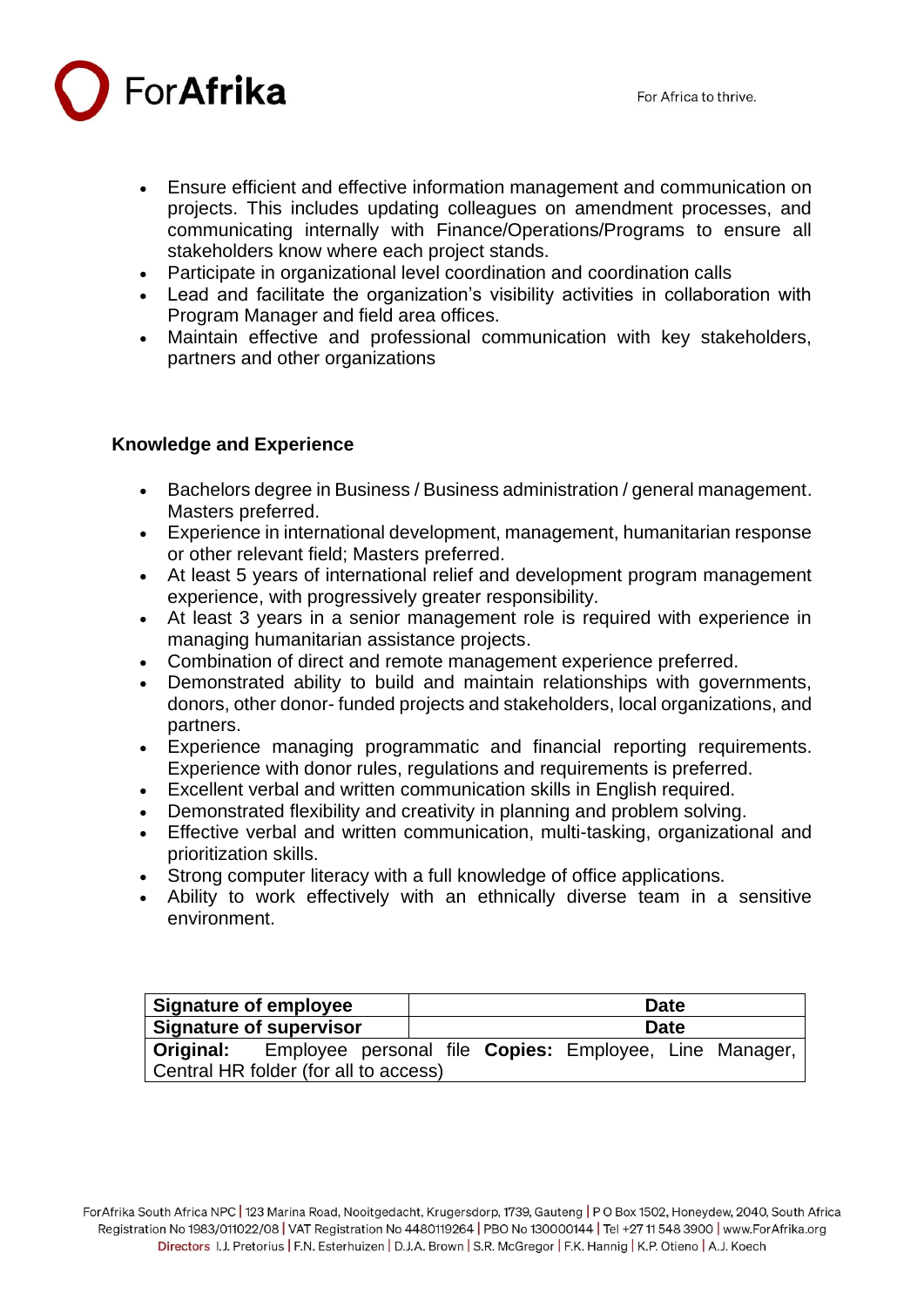- Ensure efficient and effective information management and communication on projects. This includes updating colleagues on amendment processes, and communicating internally with Finance/Operations/Programs to ensure all stakeholders know where each project stands.
- Participate in organizational level coordination and coordination calls
- Lead and facilitate the organization's visibility activities in collaboration with Program Manager and field area offices.
- Maintain effective and professional communication with key stakeholders, partners and other organizations

**Knowledge and Experience**

- Bachelors degree in Business / Business administration / general management. Masters preferred.
- Experience in international development, management, humanitarian response or other relevant field; Masters preferred.
- At least 5 years of international relief and development program management experience, with progressively greater responsibility.
- At least 3 years in a senior management role is required with experience in managing humanitarian assistance projects.
- Combination of direct and remote management experience preferred.
- Demonstrated ability to build and maintain relationships with governments, donors, other donor- funded projects and stakeholders, local organizations, and partners.
- Experience managing programmatic and financial reporting requirements. Experience with donor rules, regulations and requirements is preferred.
- Excellent verbal and written communication skills in English required.
- Demonstrated flexibility and creativity in planning and problem solving.
- Effective verbal and written communication, multi-tasking, organizational and prioritization skills.
- Strong computer literacy with a full knowledge of office applications.
- Ability to work effectively with an ethnically diverse team in a sensitive environment.

| | |
|---|---|
| **Signature of employee** | **Date** |
| **Signature of supervisor** | **Date** |
| **Original:** Employee personal file **Copies:** Employee, Line Manager, Central HR folder (for all to access) | |